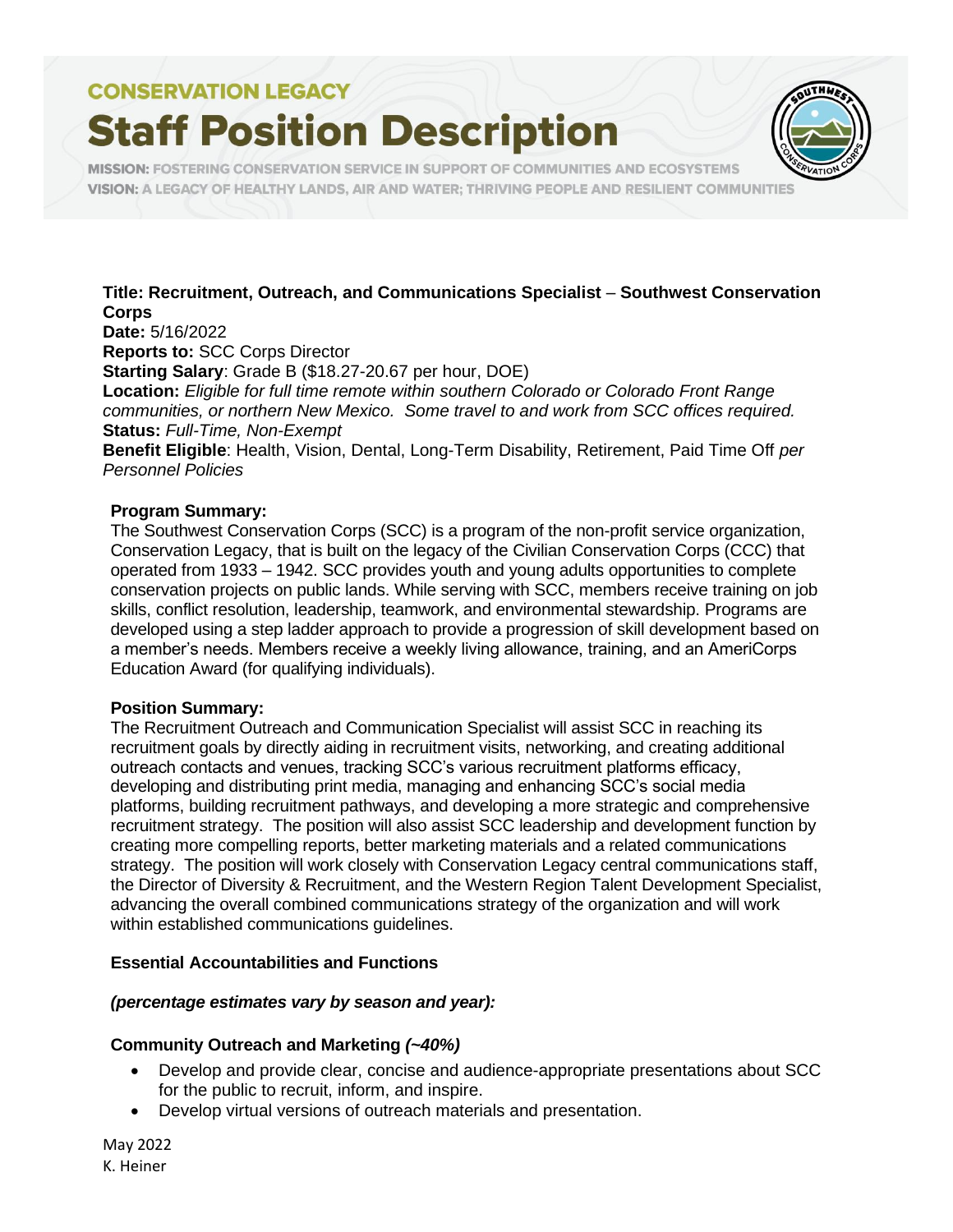CONSERVATION LEGACY

# Staff Position Description

MISSION: FOSTERING CONSERVATION SERVICE IN SUPPORT OF COMMUNITIES AND ECOSYSTEMS
VISION: A LEGACY OF HEALTHY LANDS, AIR AND WATER; THRIVING PEOPLE AND RESILIENT COMMUNITIES

**Title: Recruitment, Outreach, and Communications Specialist** – **Southwest Conservation Corps**
**Date:** 5/16/2022
**Reports to:** SCC Corps Director
**Starting Salary**: Grade B ($18.27-20.67 per hour, DOE)
**Location:** *Eligible for full time remote within southern Colorado or Colorado Front Range communities, or northern New Mexico. Some travel to and work from SCC offices required.*
**Status:** *Full-Time, Non-Exempt*
**Benefit Eligible**: Health, Vision, Dental, Long-Term Disability, Retirement, Paid Time Off *per Personnel Policies*

## Program Summary:

The Southwest Conservation Corps (SCC) is a program of the non-profit service organization, Conservation Legacy, that is built on the legacy of the Civilian Conservation Corps (CCC) that operated from 1933 – 1942. SCC provides youth and young adults opportunities to complete conservation projects on public lands. While serving with SCC, members receive training on job skills, conflict resolution, leadership, teamwork, and environmental stewardship. Programs are developed using a step ladder approach to provide a progression of skill development based on a member's needs. Members receive a weekly living allowance, training, and an AmeriCorps Education Award (for qualifying individuals).

## Position Summary:

The Recruitment Outreach and Communication Specialist will assist SCC in reaching its recruitment goals by directly aiding in recruitment visits, networking, and creating additional outreach contacts and venues, tracking SCC's various recruitment platforms efficacy, developing and distributing print media, managing and enhancing SCC's social media platforms, building recruitment pathways, and developing a more strategic and comprehensive recruitment strategy. The position will also assist SCC leadership and development function by creating more compelling reports, better marketing materials and a related communications strategy. The position will work closely with Conservation Legacy central communications staff, the Director of Diversity & Recruitment, and the Western Region Talent Development Specialist, advancing the overall combined communications strategy of the organization and will work within established communications guidelines.

## Essential Accountabilities and Functions

***(percentage estimates vary by season and year):***

### Community Outreach and Marketing *(~40%)*

- Develop and provide clear, concise and audience-appropriate presentations about SCC for the public to recruit, inform, and inspire.
- Develop virtual versions of outreach materials and presentation.

May 2022
K. Heiner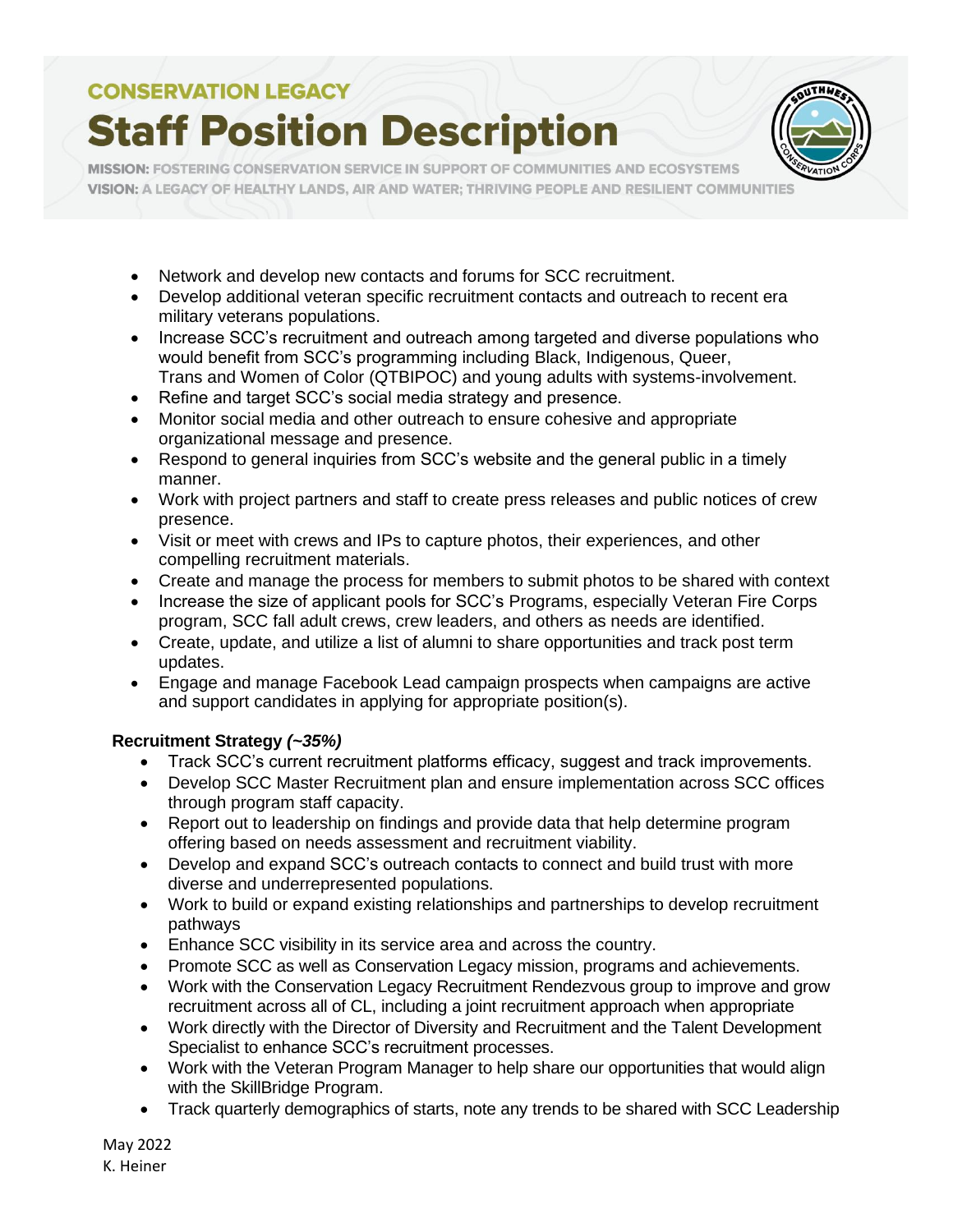- Network and develop new contacts and forums for SCC recruitment.
- Develop additional veteran specific recruitment contacts and outreach to recent era military veterans populations.
- Increase SCC's recruitment and outreach among targeted and diverse populations who would benefit from SCC's programming including Black, Indigenous, Queer, Trans and Women of Color (QTBIPOC) and young adults with systems-involvement.
- Refine and target SCC's social media strategy and presence.
- Monitor social media and other outreach to ensure cohesive and appropriate organizational message and presence.
- Respond to general inquiries from SCC's website and the general public in a timely manner.
- Work with project partners and staff to create press releases and public notices of crew presence.
- Visit or meet with crews and IPs to capture photos, their experiences, and other compelling recruitment materials.
- Create and manage the process for members to submit photos to be shared with context
- Increase the size of applicant pools for SCC's Programs, especially Veteran Fire Corps program, SCC fall adult crews, crew leaders, and others as needs are identified.
- Create, update, and utilize a list of alumni to share opportunities and track post term updates.
- Engage and manage Facebook Lead campaign prospects when campaigns are active and support candidates in applying for appropriate position(s).

**Recruitment Strategy *(~35%)***

- Track SCC's current recruitment platforms efficacy, suggest and track improvements.
- Develop SCC Master Recruitment plan and ensure implementation across SCC offices through program staff capacity.
- Report out to leadership on findings and provide data that help determine program offering based on needs assessment and recruitment viability.
- Develop and expand SCC's outreach contacts to connect and build trust with more diverse and underrepresented populations.
- Work to build or expand existing relationships and partnerships to develop recruitment pathways
- Enhance SCC visibility in its service area and across the country.
- Promote SCC as well as Conservation Legacy mission, programs and achievements.
- Work with the Conservation Legacy Recruitment Rendezvous group to improve and grow recruitment across all of CL, including a joint recruitment approach when appropriate
- Work directly with the Director of Diversity and Recruitment and the Talent Development Specialist to enhance SCC's recruitment processes.
- Work with the Veteran Program Manager to help share our opportunities that would align with the SkillBridge Program.
- Track quarterly demographics of starts, note any trends to be shared with SCC Leadership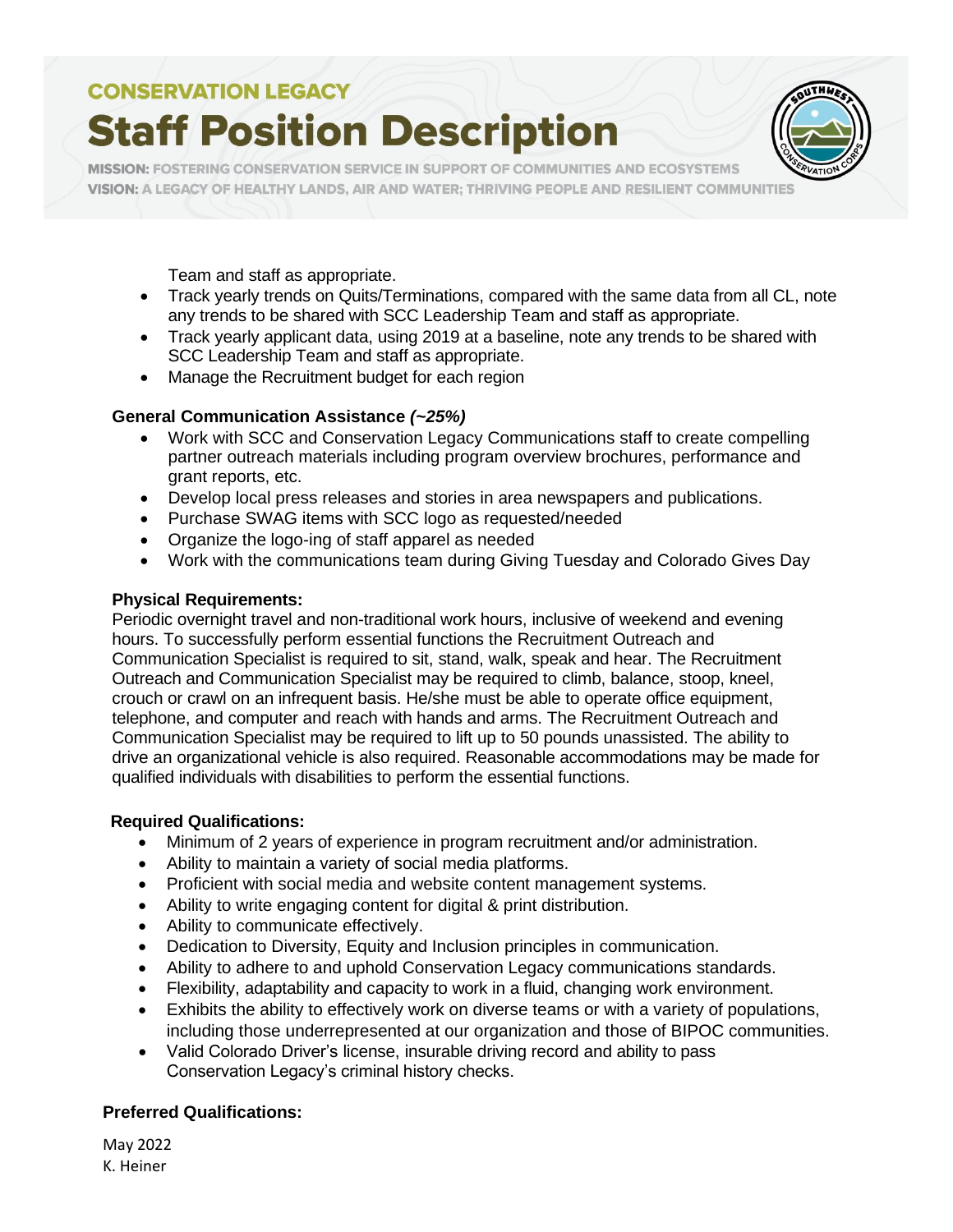Team and staff as appropriate.

- Track yearly trends on Quits/Terminations, compared with the same data from all CL, note any trends to be shared with SCC Leadership Team and staff as appropriate.
- Track yearly applicant data, using 2019 at a baseline, note any trends to be shared with SCC Leadership Team and staff as appropriate.
- Manage the Recruitment budget for each region

**General Communication Assistance** ***(~25%)***

- Work with SCC and Conservation Legacy Communications staff to create compelling partner outreach materials including program overview brochures, performance and grant reports, etc.
- Develop local press releases and stories in area newspapers and publications.
- Purchase SWAG items with SCC logo as requested/needed
- Organize the logo-ing of staff apparel as needed
- Work with the communications team during Giving Tuesday and Colorado Gives Day

**Physical Requirements:**

Periodic overnight travel and non-traditional work hours, inclusive of weekend and evening hours. To successfully perform essential functions the Recruitment Outreach and Communication Specialist is required to sit, stand, walk, speak and hear. The Recruitment Outreach and Communication Specialist may be required to climb, balance, stoop, kneel, crouch or crawl on an infrequent basis. He/she must be able to operate office equipment, telephone, and computer and reach with hands and arms. The Recruitment Outreach and Communication Specialist may be required to lift up to 50 pounds unassisted. The ability to drive an organizational vehicle is also required. Reasonable accommodations may be made for qualified individuals with disabilities to perform the essential functions.

**Required Qualifications:**

- Minimum of 2 years of experience in program recruitment and/or administration.
- Ability to maintain a variety of social media platforms.
- Proficient with social media and website content management systems.
- Ability to write engaging content for digital & print distribution.
- Ability to communicate effectively.
- Dedication to Diversity, Equity and Inclusion principles in communication.
- Ability to adhere to and uphold Conservation Legacy communications standards.
- Flexibility, adaptability and capacity to work in a fluid, changing work environment.
- Exhibits the ability to effectively work on diverse teams or with a variety of populations, including those underrepresented at our organization and those of BIPOC communities.
- Valid Colorado Driver's license, insurable driving record and ability to pass Conservation Legacy's criminal history checks.

**Preferred Qualifications:**

May 2022
K. Heiner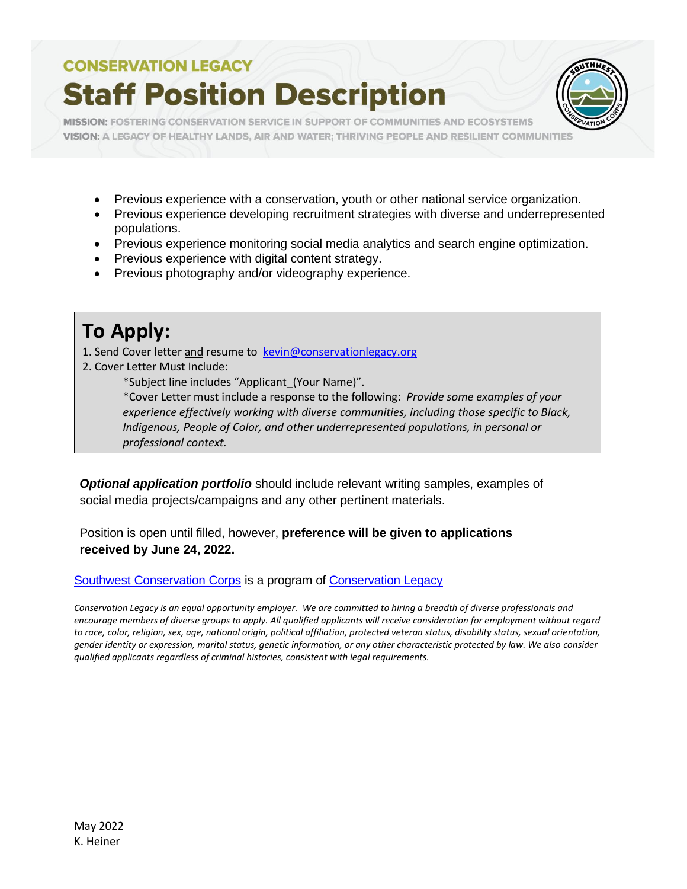- Previous experience with a conservation, youth or other national service organization.
- Previous experience developing recruitment strategies with diverse and underrepresented populations.
- Previous experience monitoring social media analytics and search engine optimization.
- Previous experience with digital content strategy.
- Previous photography and/or videography experience.

# To Apply:

1. Send Cover letter and resume to kevin@conservationlegacy.org
2. Cover Letter Must Include:

   *Subject line includes "Applicant_(Your Name)".

   *Cover Letter must include a response to the following: *Provide some examples of your experience effectively working with diverse communities, including those specific to Black, Indigenous, People of Color, and other underrepresented populations, in personal or professional context.*

***Optional application portfolio*** should include relevant writing samples, examples of social media projects/campaigns and any other pertinent materials.

Position is open until filled, however, **preference will be given to applications received by June 24, 2022.**

Southwest Conservation Corps is a program of Conservation Legacy

*Conservation Legacy is an equal opportunity employer. We are committed to hiring a breadth of diverse professionals and encourage members of diverse groups to apply. All qualified applicants will receive consideration for employment without regard to race, color, religion, sex, age, national origin, political affiliation, protected veteran status, disability status, sexual orientation, gender identity or expression, marital status, genetic information, or any other characteristic protected by law. We also consider qualified applicants regardless of criminal histories, consistent with legal requirements.*

May 2022
K. Heiner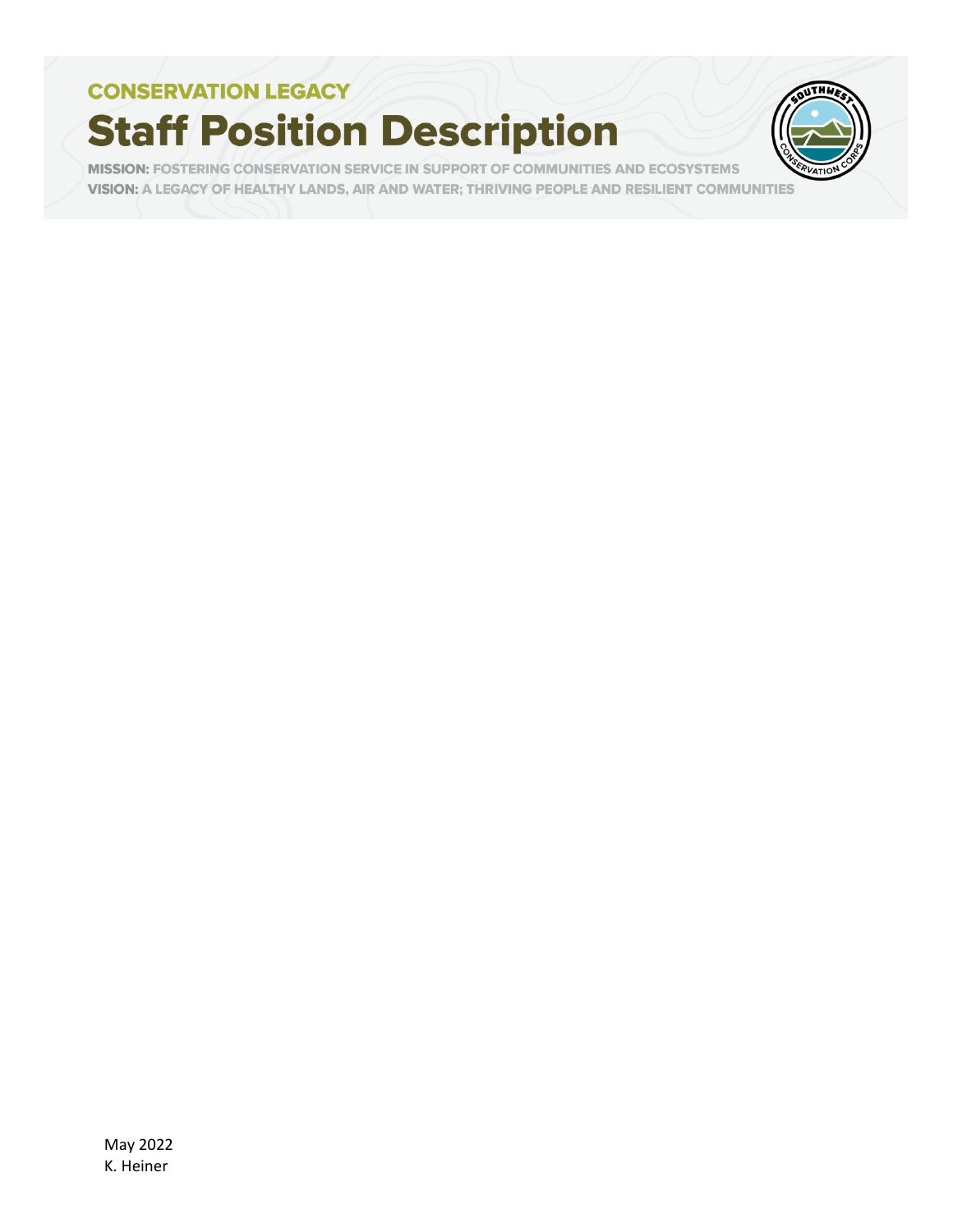May 2022
K. Heiner